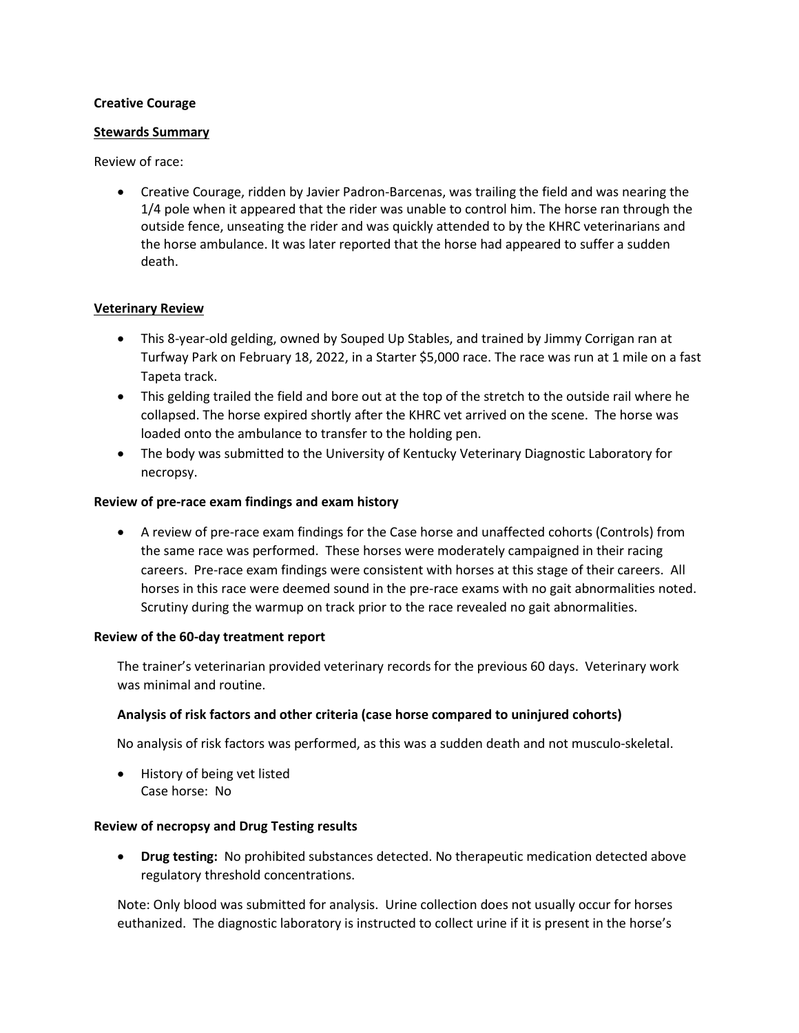**Creative Courage**

**Stewards Summary**

Review of race:

- Creative Courage, ridden by Javier Padron-Barcenas, was trailing the field and was nearing the 1/4 pole when it appeared that the rider was unable to control him. The horse ran through the outside fence, unseating the rider and was quickly attended to by the KHRC veterinarians and the horse ambulance. It was later reported that the horse had appeared to suffer a sudden death.

**Veterinary Review**

- This 8-year-old gelding, owned by Souped Up Stables, and trained by Jimmy Corrigan ran at Turfway Park on February 18, 2022, in a Starter $5,000 race. The race was run at 1 mile on a fast Tapeta track.
- This gelding trailed the field and bore out at the top of the stretch to the outside rail where he collapsed. The horse expired shortly after the KHRC vet arrived on the scene. The horse was loaded onto the ambulance to transfer to the holding pen.
- The body was submitted to the University of Kentucky Veterinary Diagnostic Laboratory for necropsy.

**Review of pre-race exam findings and exam history**

- A review of pre-race exam findings for the Case horse and unaffected cohorts (Controls) from the same race was performed. These horses were moderately campaigned in their racing careers. Pre-race exam findings were consistent with horses at this stage of their careers. All horses in this race were deemed sound in the pre-race exams with no gait abnormalities noted. Scrutiny during the warmup on track prior to the race revealed no gait abnormalities.

**Review of the 60-day treatment report**

The trainer's veterinarian provided veterinary records for the previous 60 days. Veterinary work was minimal and routine.

**Analysis of risk factors and other criteria (case horse compared to uninjured cohorts)**

No analysis of risk factors was performed, as this was a sudden death and not musculo-skeletal.

- History of being vet listed
  Case horse: No

**Review of necropsy and Drug Testing results**

- **Drug testing:** No prohibited substances detected. No therapeutic medication detected above regulatory threshold concentrations.

Note: Only blood was submitted for analysis. Urine collection does not usually occur for horses euthanized. The diagnostic laboratory is instructed to collect urine if it is present in the horse's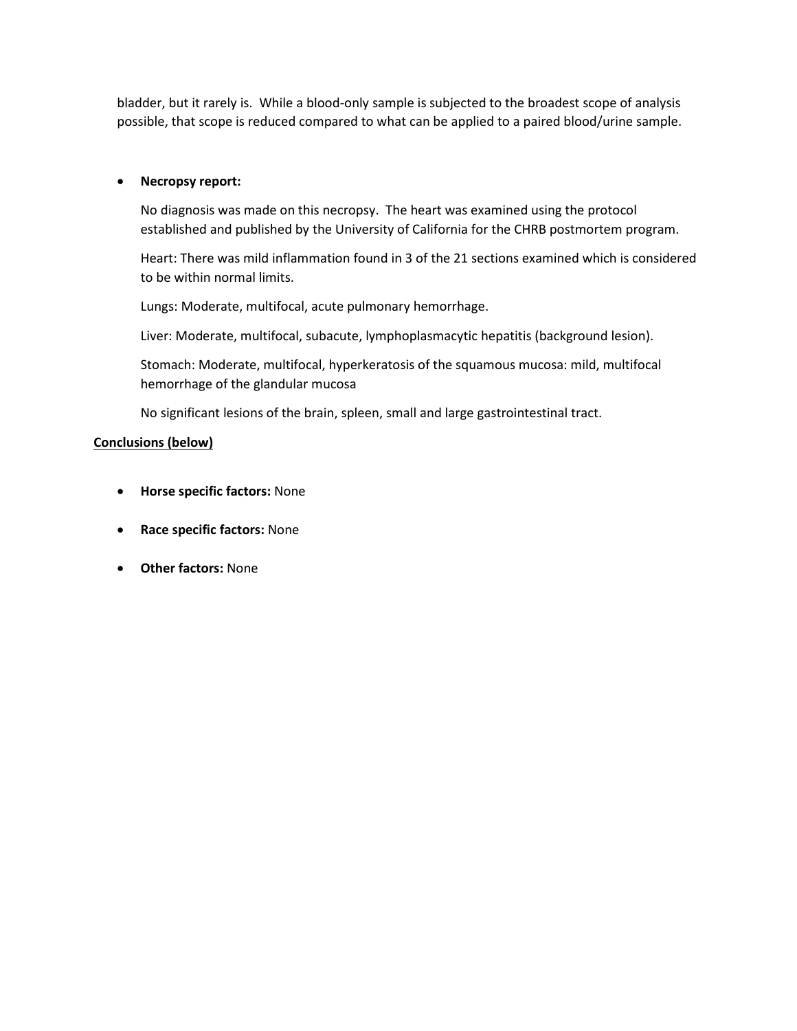bladder, but it rarely is. While a blood-only sample is subjected to the broadest scope of analysis possible, that scope is reduced compared to what can be applied to a paired blood/urine sample.

- **Necropsy report:**

  No diagnosis was made on this necropsy. The heart was examined using the protocol established and published by the University of California for the CHRB postmortem program.

  Heart: There was mild inflammation found in 3 of the 21 sections examined which is considered to be within normal limits.

  Lungs: Moderate, multifocal, acute pulmonary hemorrhage.

  Liver: Moderate, multifocal, subacute, lymphoplasmacytic hepatitis (background lesion).

  Stomach: Moderate, multifocal, hyperkeratosis of the squamous mucosa: mild, multifocal hemorrhage of the glandular mucosa

  No significant lesions of the brain, spleen, small and large gastrointestinal tract.

**Conclusions (below)**

- **Horse specific factors:** None
- **Race specific factors:** None
- **Other factors:** None